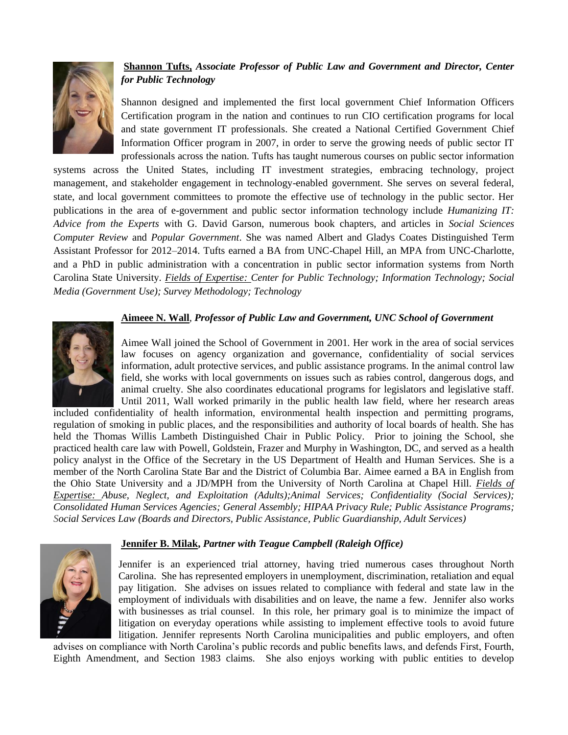**Shannon Tufts,** ***Associate Professor of Public Law and Government and Director, Center for Public Technology***

Shannon designed and implemented the first local government Chief Information Officers Certification program in the nation and continues to run CIO certification programs for local and state government IT professionals. She created a National Certified Government Chief Information Officer program in 2007, in order to serve the growing needs of public sector IT professionals across the nation. Tufts has taught numerous courses on public sector information systems across the United States, including IT investment strategies, embracing technology, project management, and stakeholder engagement in technology-enabled government. She serves on several federal, state, and local government committees to promote the effective use of technology in the public sector. Her publications in the area of e-government and public sector information technology include *Humanizing IT: Advice from the Experts* with G. David Garson, numerous book chapters, and articles in *Social Sciences Computer Review* and *Popular Government*. She was named Albert and Gladys Coates Distinguished Term Assistant Professor for 2012–2014. Tufts earned a BA from UNC-Chapel Hill, an MPA from UNC-Charlotte, and a PhD in public administration with a concentration in public sector information systems from North Carolina State University. *Fields of Expertise: Center for Public Technology; Information Technology; Social Media (Government Use); Survey Methodology; Technology*

**Aimeee N. Wall**, ***Professor of Public Law and Government, UNC School of Government***

Aimee Wall joined the School of Government in 2001. Her work in the area of social services law focuses on agency organization and governance, confidentiality of social services information, adult protective services, and public assistance programs. In the animal control law field, she works with local governments on issues such as rabies control, dangerous dogs, and animal cruelty. She also coordinates educational programs for legislators and legislative staff. Until 2011, Wall worked primarily in the public health law field, where her research areas included confidentiality of health information, environmental health inspection and permitting programs, regulation of smoking in public places, and the responsibilities and authority of local boards of health. She has held the Thomas Willis Lambeth Distinguished Chair in Public Policy. Prior to joining the School, she practiced health care law with Powell, Goldstein, Frazer and Murphy in Washington, DC, and served as a health policy analyst in the Office of the Secretary in the US Department of Health and Human Services. She is a member of the North Carolina State Bar and the District of Columbia Bar. Aimee earned a BA in English from the Ohio State University and a JD/MPH from the University of North Carolina at Chapel Hill. *Fields of Expertise: Abuse, Neglect, and Exploitation (Adults);Animal Services; Confidentiality (Social Services); Consolidated Human Services Agencies; General Assembly; HIPAA Privacy Rule; Public Assistance Programs; Social Services Law (Boards and Directors, Public Assistance, Public Guardianship, Adult Services)*

**Jennifer B. Milak,** ***Partner with Teague Campbell (Raleigh Office)***

Jennifer is an experienced trial attorney, having tried numerous cases throughout North Carolina. She has represented employers in unemployment, discrimination, retaliation and equal pay litigation. She advises on issues related to compliance with federal and state law in the employment of individuals with disabilities and on leave, the name a few. Jennifer also works with businesses as trial counsel. In this role, her primary goal is to minimize the impact of litigation on everyday operations while assisting to implement effective tools to avoid future litigation. Jennifer represents North Carolina municipalities and public employers, and often advises on compliance with North Carolina's public records and public benefits laws, and defends First, Fourth, Eighth Amendment, and Section 1983 claims. She also enjoys working with public entities to develop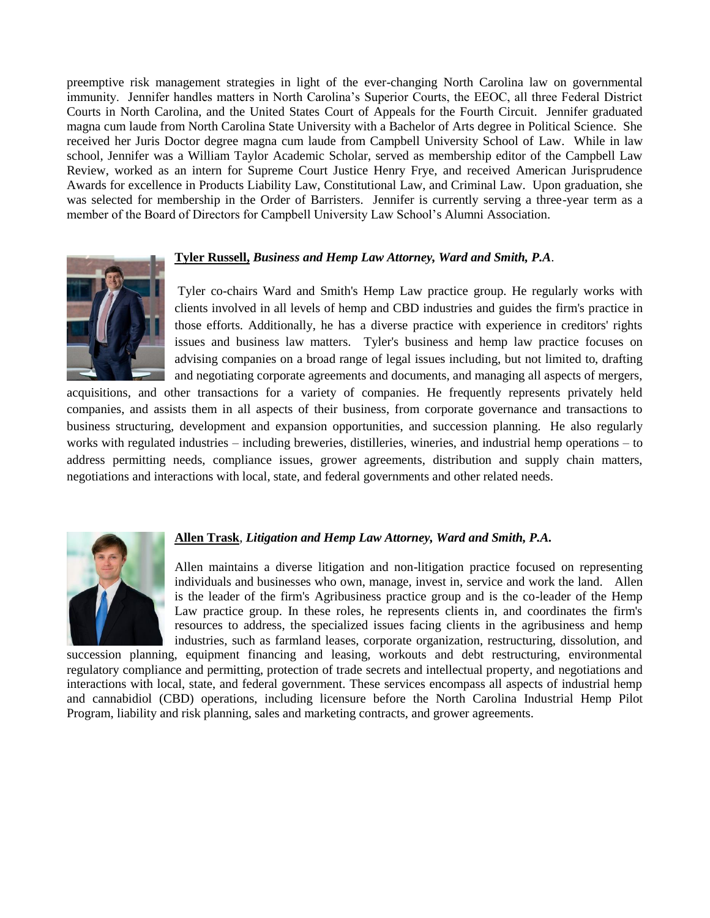preemptive risk management strategies in light of the ever-changing North Carolina law on governmental immunity. Jennifer handles matters in North Carolina's Superior Courts, the EEOC, all three Federal District Courts in North Carolina, and the United States Court of Appeals for the Fourth Circuit. Jennifer graduated magna cum laude from North Carolina State University with a Bachelor of Arts degree in Political Science. She received her Juris Doctor degree magna cum laude from Campbell University School of Law. While in law school, Jennifer was a William Taylor Academic Scholar, served as membership editor of the Campbell Law Review, worked as an intern for Supreme Court Justice Henry Frye, and received American Jurisprudence Awards for excellence in Products Liability Law, Constitutional Law, and Criminal Law. Upon graduation, she was selected for membership in the Order of Barristers. Jennifer is currently serving a three-year term as a member of the Board of Directors for Campbell University Law School's Alumni Association.

**Tyler Russell,** ***Business and Hemp Law Attorney, Ward and Smith, P.A***.

Tyler co-chairs Ward and Smith's Hemp Law practice group. He regularly works with clients involved in all levels of hemp and CBD industries and guides the firm's practice in those efforts. Additionally, he has a diverse practice with experience in creditors' rights issues and business law matters. Tyler's business and hemp law practice focuses on advising companies on a broad range of legal issues including, but not limited to, drafting and negotiating corporate agreements and documents, and managing all aspects of mergers, acquisitions, and other transactions for a variety of companies. He frequently represents privately held companies, and assists them in all aspects of their business, from corporate governance and transactions to business structuring, development and expansion opportunities, and succession planning. He also regularly works with regulated industries – including breweries, distilleries, wineries, and industrial hemp operations – to address permitting needs, compliance issues, grower agreements, distribution and supply chain matters, negotiations and interactions with local, state, and federal governments and other related needs.

**Allen Trask**, ***Litigation and Hemp Law Attorney, Ward and Smith, P.A.***

Allen maintains a diverse litigation and non-litigation practice focused on representing individuals and businesses who own, manage, invest in, service and work the land. Allen is the leader of the firm's Agribusiness practice group and is the co-leader of the Hemp Law practice group. In these roles, he represents clients in, and coordinates the firm's resources to address, the specialized issues facing clients in the agribusiness and hemp industries, such as farmland leases, corporate organization, restructuring, dissolution, and succession planning, equipment financing and leasing, workouts and debt restructuring, environmental regulatory compliance and permitting, protection of trade secrets and intellectual property, and negotiations and interactions with local, state, and federal government. These services encompass all aspects of industrial hemp and cannabidiol (CBD) operations, including licensure before the North Carolina Industrial Hemp Pilot Program, liability and risk planning, sales and marketing contracts, and grower agreements.